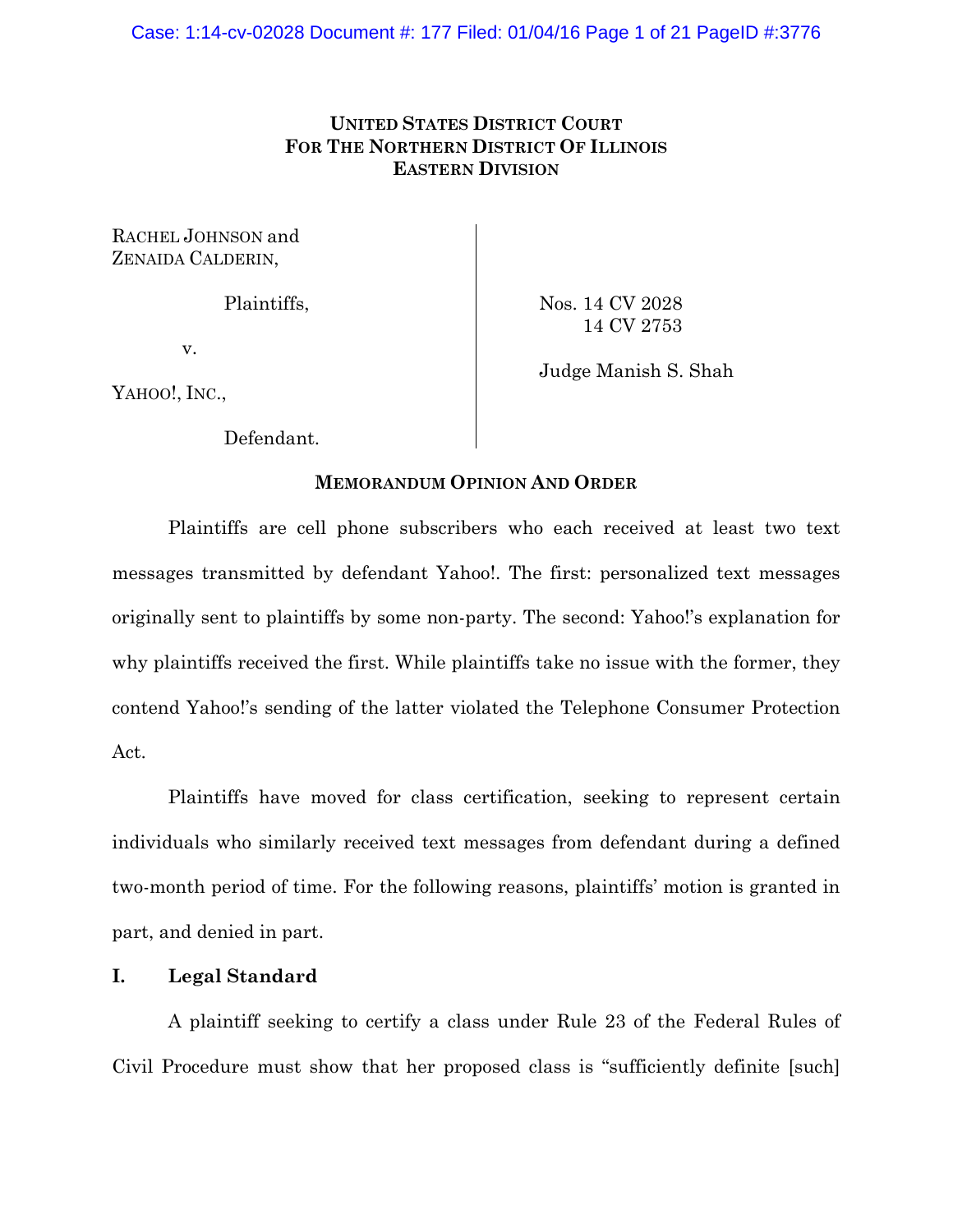**UNITED STATES DISTRICT COURT**
**FOR THE NORTHERN DISTRICT OF ILLINOIS**
**EASTERN DIVISION**

RACHEL JOHNSON and
ZENAIDA CALDERIN,

Plaintiffs,

v.

YAHOO!, INC.,

Defendant.

Nos. 14 CV 2028
14 CV 2753

Judge Manish S. Shah

**MEMORANDUM OPINION AND ORDER**

Plaintiffs are cell phone subscribers who each received at least two text messages transmitted by defendant Yahoo!. The first: personalized text messages originally sent to plaintiffs by some non-party. The second: Yahoo!'s explanation for why plaintiffs received the first. While plaintiffs take no issue with the former, they contend Yahoo!'s sending of the latter violated the Telephone Consumer Protection Act.

Plaintiffs have moved for class certification, seeking to represent certain individuals who similarly received text messages from defendant during a defined two-month period of time. For the following reasons, plaintiffs' motion is granted in part, and denied in part.

## I. Legal Standard

A plaintiff seeking to certify a class under Rule 23 of the Federal Rules of Civil Procedure must show that her proposed class is "sufficiently definite [such]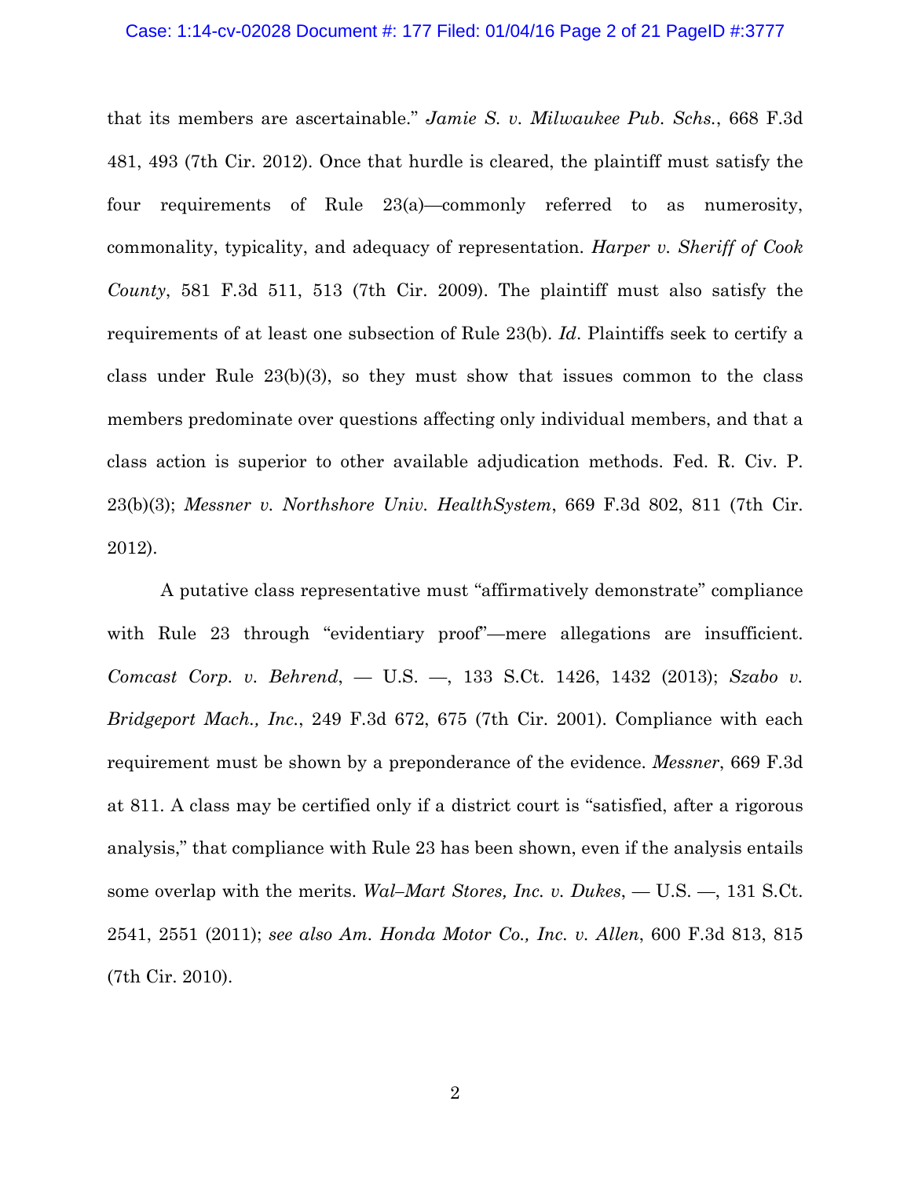that its members are ascertainable." *Jamie S. v. Milwaukee Pub. Schs.*, 668 F.3d 481, 493 (7th Cir. 2012). Once that hurdle is cleared, the plaintiff must satisfy the four requirements of Rule 23(a)—commonly referred to as numerosity, commonality, typicality, and adequacy of representation. *Harper v. Sheriff of Cook County*, 581 F.3d 511, 513 (7th Cir. 2009). The plaintiff must also satisfy the requirements of at least one subsection of Rule 23(b). *Id*. Plaintiffs seek to certify a class under Rule 23(b)(3), so they must show that issues common to the class members predominate over questions affecting only individual members, and that a class action is superior to other available adjudication methods. Fed. R. Civ. P. 23(b)(3); *Messner v. Northshore Univ. HealthSystem*, 669 F.3d 802, 811 (7th Cir. 2012).

A putative class representative must "affirmatively demonstrate" compliance with Rule 23 through "evidentiary proof"—mere allegations are insufficient. *Comcast Corp. v. Behrend*, — U.S. —, 133 S.Ct. 1426, 1432 (2013); *Szabo v. Bridgeport Mach., Inc.*, 249 F.3d 672, 675 (7th Cir. 2001). Compliance with each requirement must be shown by a preponderance of the evidence. *Messner*, 669 F.3d at 811. A class may be certified only if a district court is "satisfied, after a rigorous analysis," that compliance with Rule 23 has been shown, even if the analysis entails some overlap with the merits. *Wal–Mart Stores, Inc. v. Dukes*, — U.S. —, 131 S.Ct. 2541, 2551 (2011); *see also Am. Honda Motor Co., Inc. v. Allen*, 600 F.3d 813, 815 (7th Cir. 2010).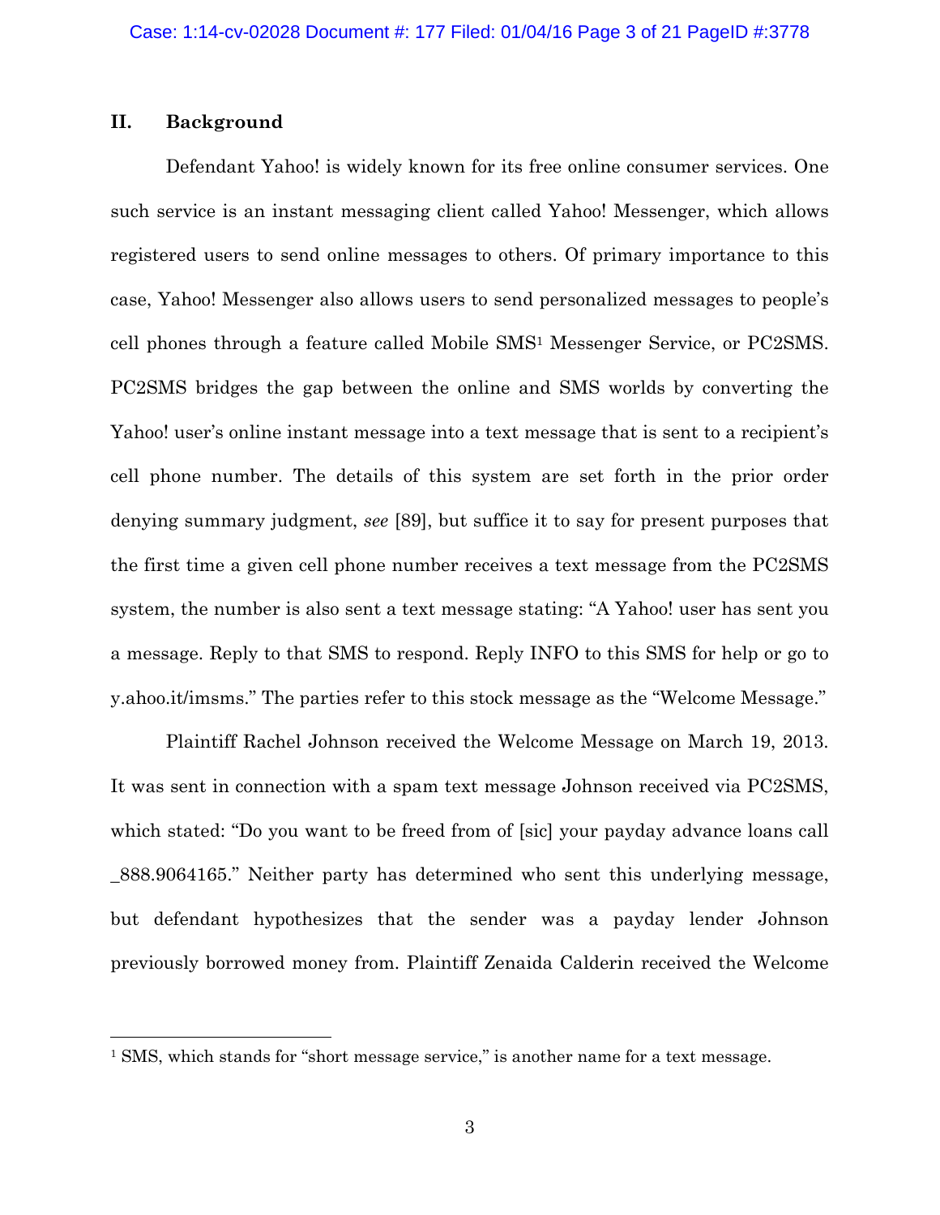## II. Background

Defendant Yahoo! is widely known for its free online consumer services. One such service is an instant messaging client called Yahoo! Messenger, which allows registered users to send online messages to others. Of primary importance to this case, Yahoo! Messenger also allows users to send personalized messages to people's cell phones through a feature called Mobile SMS[1] Messenger Service, or PC2SMS. PC2SMS bridges the gap between the online and SMS worlds by converting the Yahoo! user's online instant message into a text message that is sent to a recipient's cell phone number. The details of this system are set forth in the prior order denying summary judgment, *see* [89], but suffice it to say for present purposes that the first time a given cell phone number receives a text message from the PC2SMS system, the number is also sent a text message stating: "A Yahoo! user has sent you a message. Reply to that SMS to respond. Reply INFO to this SMS for help or go to y.ahoo.it/imsms." The parties refer to this stock message as the "Welcome Message."

Plaintiff Rachel Johnson received the Welcome Message on March 19, 2013. It was sent in connection with a spam text message Johnson received via PC2SMS, which stated: "Do you want to be freed from of [sic] your payday advance loans call _888.9064165." Neither party has determined who sent this underlying message, but defendant hypothesizes that the sender was a payday lender Johnson previously borrowed money from. Plaintiff Zenaida Calderin received the Welcome

---

[1] SMS, which stands for "short message service," is another name for a text message.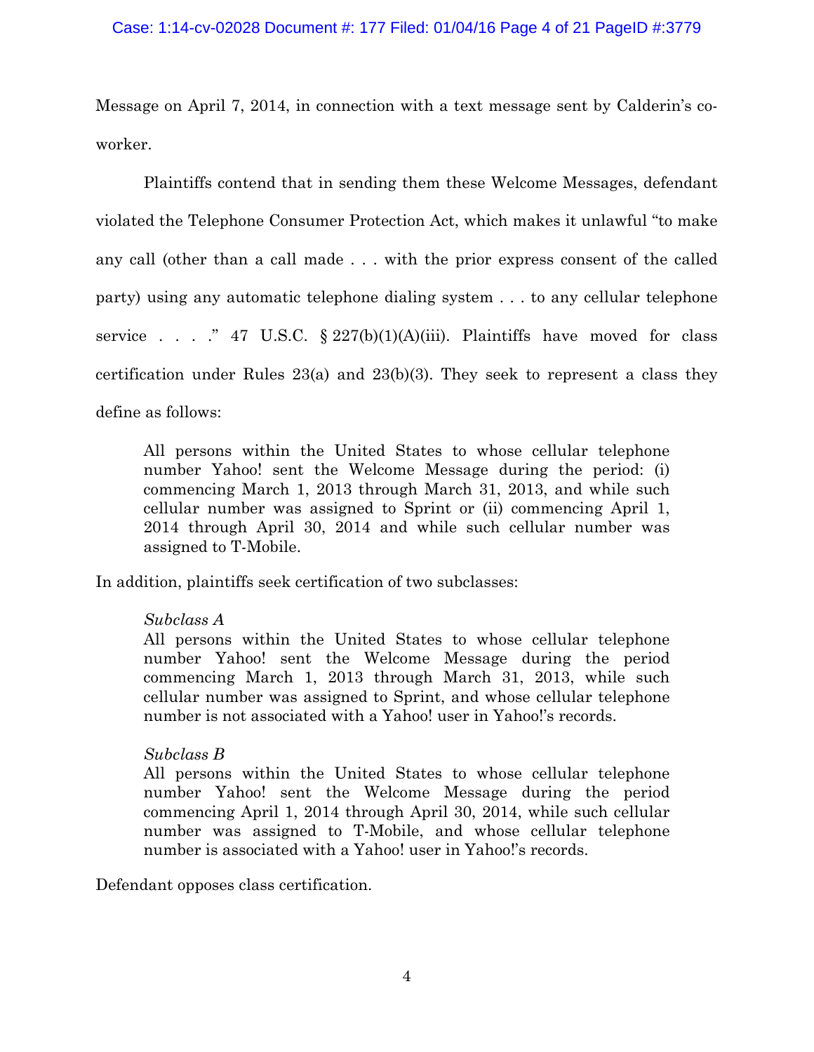Message on April 7, 2014, in connection with a text message sent by Calderin's co-worker.

Plaintiffs contend that in sending them these Welcome Messages, defendant violated the Telephone Consumer Protection Act, which makes it unlawful "to make any call (other than a call made . . . with the prior express consent of the called party) using any automatic telephone dialing system . . . to any cellular telephone service . . . ." 47 U.S.C. § 227(b)(1)(A)(iii). Plaintiffs have moved for class certification under Rules 23(a) and 23(b)(3). They seek to represent a class they define as follows:

> All persons within the United States to whose cellular telephone number Yahoo! sent the Welcome Message during the period: (i) commencing March 1, 2013 through March 31, 2013, and while such cellular number was assigned to Sprint or (ii) commencing April 1, 2014 through April 30, 2014 and while such cellular number was assigned to T-Mobile.

In addition, plaintiffs seek certification of two subclasses:

> *Subclass A*
> All persons within the United States to whose cellular telephone number Yahoo! sent the Welcome Message during the period commencing March 1, 2013 through March 31, 2013, while such cellular number was assigned to Sprint, and whose cellular telephone number is not associated with a Yahoo! user in Yahoo!'s records.
>
> *Subclass B*
> All persons within the United States to whose cellular telephone number Yahoo! sent the Welcome Message during the period commencing April 1, 2014 through April 30, 2014, while such cellular number was assigned to T-Mobile, and whose cellular telephone number is associated with a Yahoo! user in Yahoo!'s records.

Defendant opposes class certification.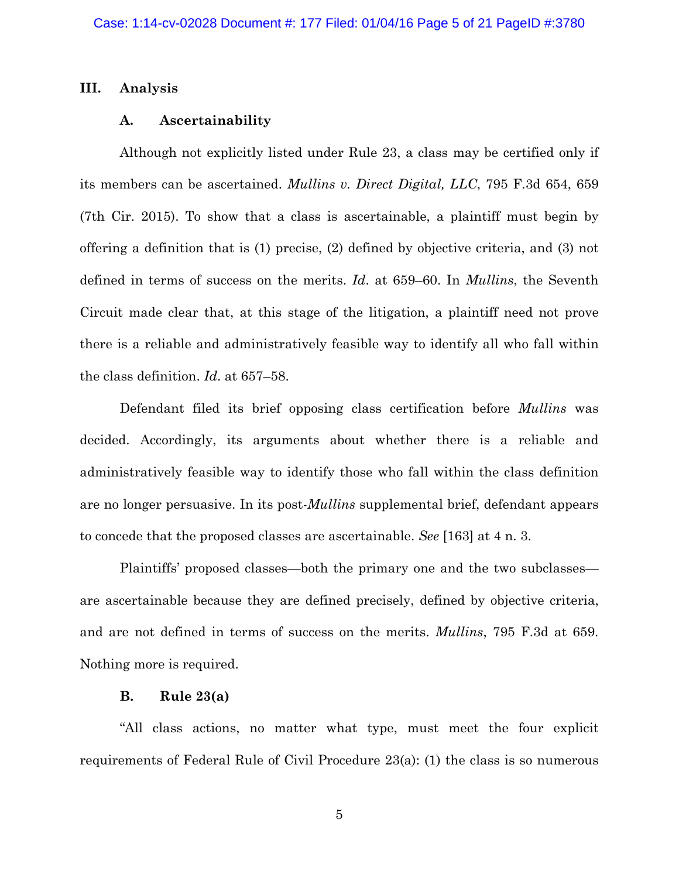## III. Analysis

### A. Ascertainability

Although not explicitly listed under Rule 23, a class may be certified only if its members can be ascertained. *Mullins v. Direct Digital, LLC*, 795 F.3d 654, 659 (7th Cir. 2015). To show that a class is ascertainable, a plaintiff must begin by offering a definition that is (1) precise, (2) defined by objective criteria, and (3) not defined in terms of success on the merits. *Id*. at 659–60. In *Mullins*, the Seventh Circuit made clear that, at this stage of the litigation, a plaintiff need not prove there is a reliable and administratively feasible way to identify all who fall within the class definition. *Id*. at 657–58.

Defendant filed its brief opposing class certification before *Mullins* was decided. Accordingly, its arguments about whether there is a reliable and administratively feasible way to identify those who fall within the class definition are no longer persuasive. In its post-*Mullins* supplemental brief, defendant appears to concede that the proposed classes are ascertainable. *See* [163] at 4 n. 3.

Plaintiffs' proposed classes—both the primary one and the two subclasses—are ascertainable because they are defined precisely, defined by objective criteria, and are not defined in terms of success on the merits. *Mullins*, 795 F.3d at 659. Nothing more is required.

### B. Rule 23(a)

"All class actions, no matter what type, must meet the four explicit requirements of Federal Rule of Civil Procedure 23(a): (1) the class is so numerous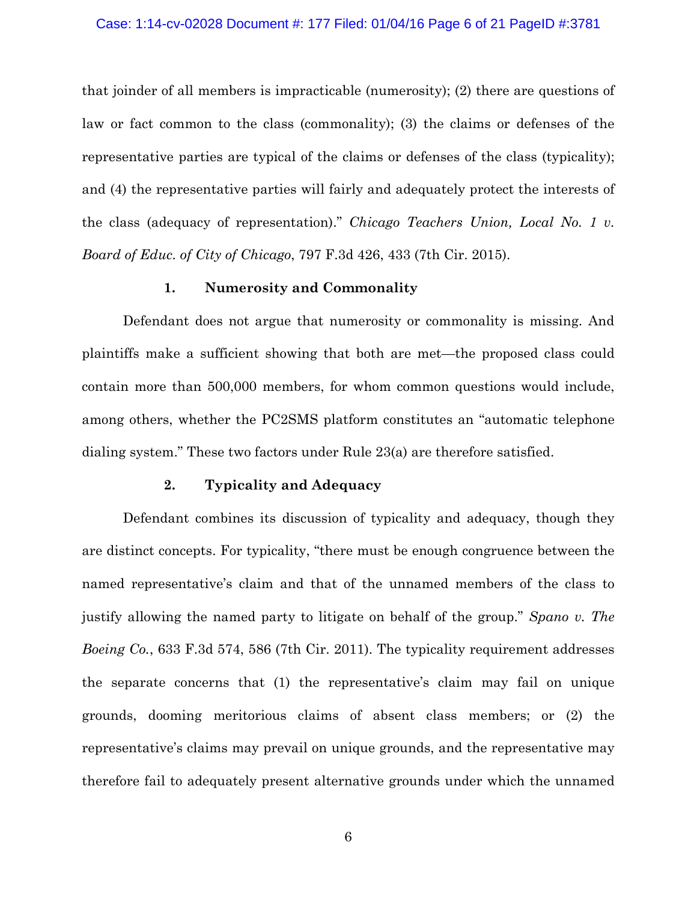that joinder of all members is impracticable (numerosity); (2) there are questions of law or fact common to the class (commonality); (3) the claims or defenses of the representative parties are typical of the claims or defenses of the class (typicality); and (4) the representative parties will fairly and adequately protect the interests of the class (adequacy of representation)." *Chicago Teachers Union, Local No. 1 v. Board of Educ. of City of Chicago*, 797 F.3d 426, 433 (7th Cir. 2015).

### 1. Numerosity and Commonality

Defendant does not argue that numerosity or commonality is missing. And plaintiffs make a sufficient showing that both are met—the proposed class could contain more than 500,000 members, for whom common questions would include, among others, whether the PC2SMS platform constitutes an "automatic telephone dialing system." These two factors under Rule 23(a) are therefore satisfied.

### 2. Typicality and Adequacy

Defendant combines its discussion of typicality and adequacy, though they are distinct concepts. For typicality, "there must be enough congruence between the named representative's claim and that of the unnamed members of the class to justify allowing the named party to litigate on behalf of the group." *Spano v. The Boeing Co.*, 633 F.3d 574, 586 (7th Cir. 2011). The typicality requirement addresses the separate concerns that (1) the representative's claim may fail on unique grounds, dooming meritorious claims of absent class members; or (2) the representative's claims may prevail on unique grounds, and the representative may therefore fail to adequately present alternative grounds under which the unnamed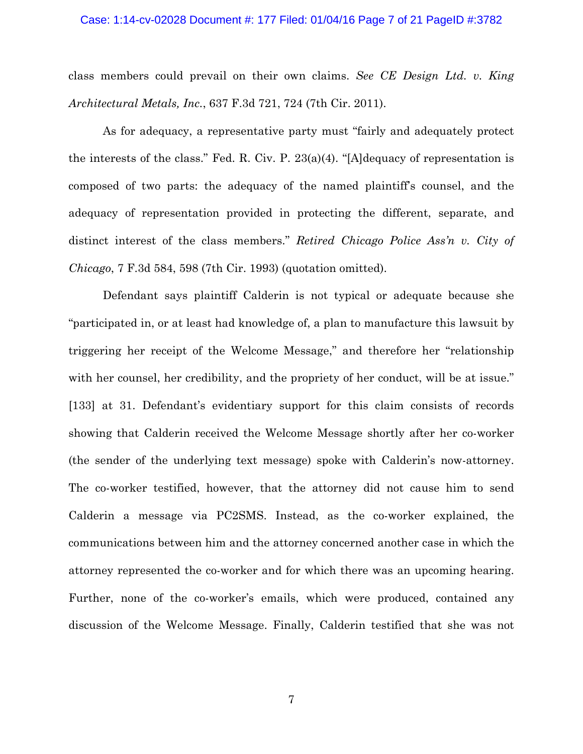class members could prevail on their own claims. *See CE Design Ltd. v. King Architectural Metals, Inc.*, 637 F.3d 721, 724 (7th Cir. 2011).

As for adequacy, a representative party must "fairly and adequately protect the interests of the class." Fed. R. Civ. P. 23(a)(4). "[A]dequacy of representation is composed of two parts: the adequacy of the named plaintiff's counsel, and the adequacy of representation provided in protecting the different, separate, and distinct interest of the class members." *Retired Chicago Police Ass'n v. City of Chicago*, 7 F.3d 584, 598 (7th Cir. 1993) (quotation omitted).

Defendant says plaintiff Calderin is not typical or adequate because she "participated in, or at least had knowledge of, a plan to manufacture this lawsuit by triggering her receipt of the Welcome Message," and therefore her "relationship with her counsel, her credibility, and the propriety of her conduct, will be at issue." [133] at 31. Defendant's evidentiary support for this claim consists of records showing that Calderin received the Welcome Message shortly after her co-worker (the sender of the underlying text message) spoke with Calderin's now-attorney. The co-worker testified, however, that the attorney did not cause him to send Calderin a message via PC2SMS. Instead, as the co-worker explained, the communications between him and the attorney concerned another case in which the attorney represented the co-worker and for which there was an upcoming hearing. Further, none of the co-worker's emails, which were produced, contained any discussion of the Welcome Message. Finally, Calderin testified that she was not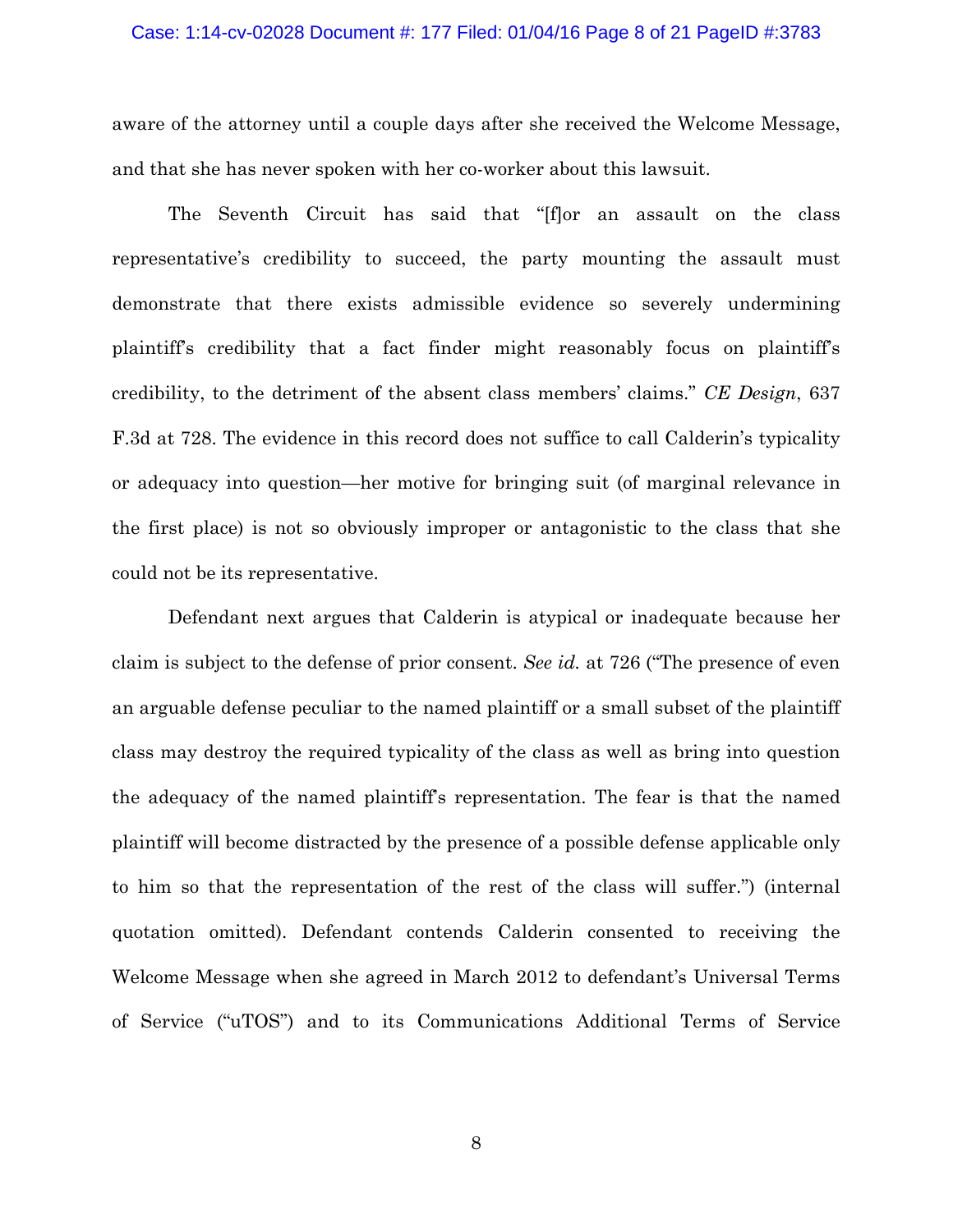aware of the attorney until a couple days after she received the Welcome Message, and that she has never spoken with her co-worker about this lawsuit.

The Seventh Circuit has said that "[f]or an assault on the class representative's credibility to succeed, the party mounting the assault must demonstrate that there exists admissible evidence so severely undermining plaintiff's credibility that a fact finder might reasonably focus on plaintiff's credibility, to the detriment of the absent class members' claims." *CE Design*, 637 F.3d at 728. The evidence in this record does not suffice to call Calderin's typicality or adequacy into question—her motive for bringing suit (of marginal relevance in the first place) is not so obviously improper or antagonistic to the class that she could not be its representative.

Defendant next argues that Calderin is atypical or inadequate because her claim is subject to the defense of prior consent. *See id.* at 726 ("The presence of even an arguable defense peculiar to the named plaintiff or a small subset of the plaintiff class may destroy the required typicality of the class as well as bring into question the adequacy of the named plaintiff's representation. The fear is that the named plaintiff will become distracted by the presence of a possible defense applicable only to him so that the representation of the rest of the class will suffer.") (internal quotation omitted). Defendant contends Calderin consented to receiving the Welcome Message when she agreed in March 2012 to defendant's Universal Terms of Service ("uTOS") and to its Communications Additional Terms of Service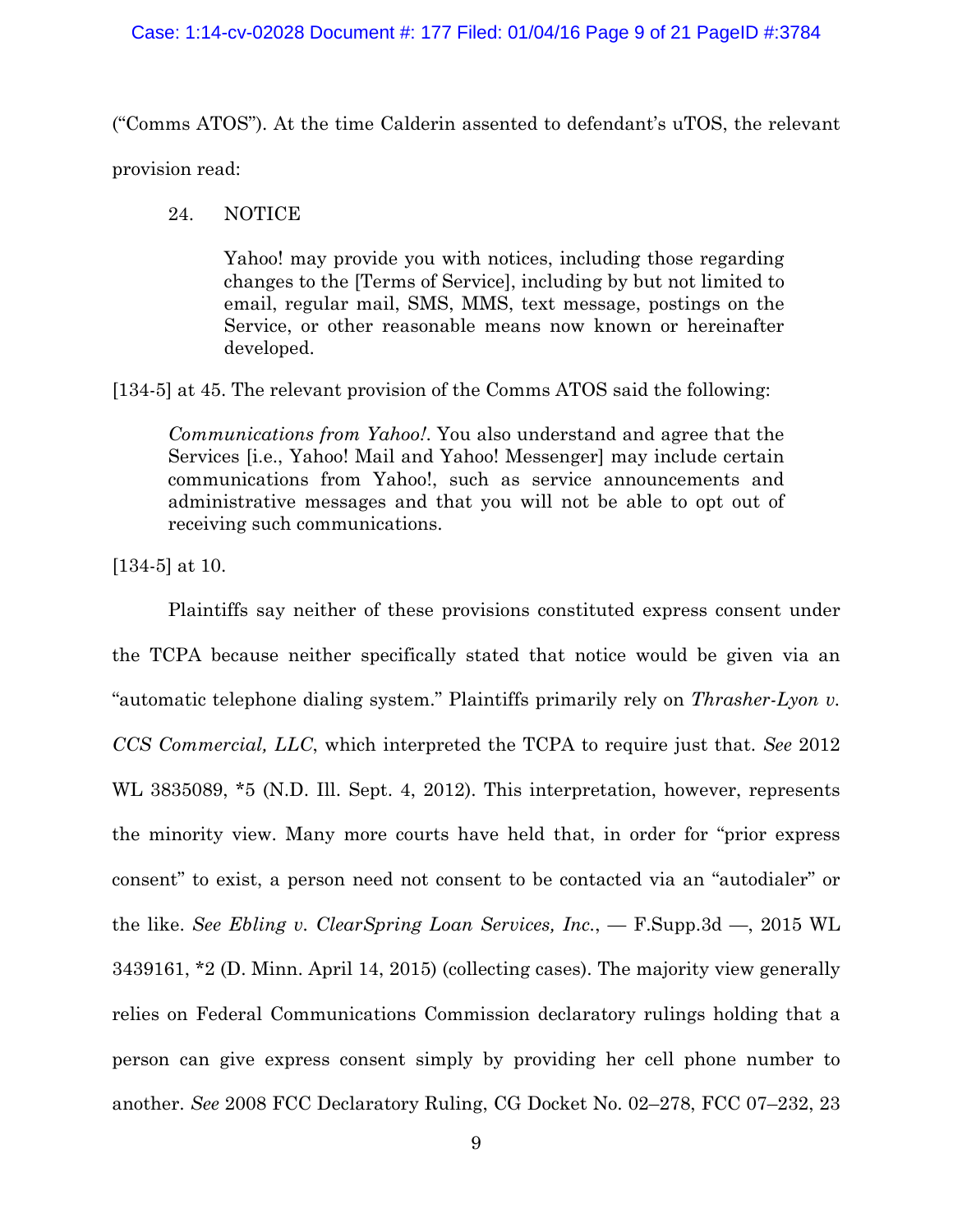("Comms ATOS"). At the time Calderin assented to defendant's uTOS, the relevant provision read:

> 24. NOTICE
>
> Yahoo! may provide you with notices, including those regarding changes to the [Terms of Service], including by but not limited to email, regular mail, SMS, MMS, text message, postings on the Service, or other reasonable means now known or hereinafter developed.

[134-5] at 45. The relevant provision of the Comms ATOS said the following:

> *Communications from Yahoo!*. You also understand and agree that the Services [i.e., Yahoo! Mail and Yahoo! Messenger] may include certain communications from Yahoo!, such as service announcements and administrative messages and that you will not be able to opt out of receiving such communications.

[134-5] at 10.

Plaintiffs say neither of these provisions constituted express consent under the TCPA because neither specifically stated that notice would be given via an "automatic telephone dialing system." Plaintiffs primarily rely on *Thrasher-Lyon v. CCS Commercial, LLC*, which interpreted the TCPA to require just that. *See* 2012 WL 3835089, \*5 (N.D. Ill. Sept. 4, 2012). This interpretation, however, represents the minority view. Many more courts have held that, in order for "prior express consent" to exist, a person need not consent to be contacted via an "autodialer" or the like. *See Ebling v. ClearSpring Loan Services, Inc.*, — F.Supp.3d —, 2015 WL 3439161, \*2 (D. Minn. April 14, 2015) (collecting cases). The majority view generally relies on Federal Communications Commission declaratory rulings holding that a person can give express consent simply by providing her cell phone number to another. *See* 2008 FCC Declaratory Ruling, CG Docket No. 02–278, FCC 07–232, 23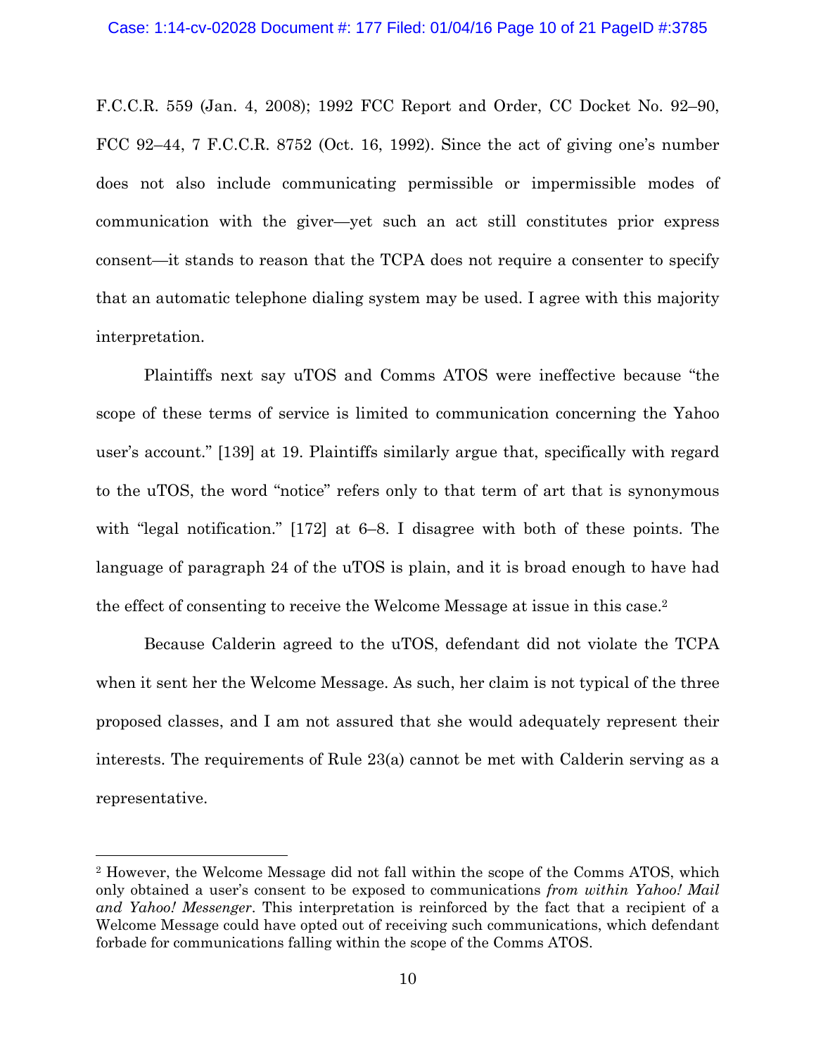F.C.C.R. 559 (Jan. 4, 2008); 1992 FCC Report and Order, CC Docket No. 92–90, FCC 92–44, 7 F.C.C.R. 8752 (Oct. 16, 1992). Since the act of giving one's number does not also include communicating permissible or impermissible modes of communication with the giver—yet such an act still constitutes prior express consent—it stands to reason that the TCPA does not require a consenter to specify that an automatic telephone dialing system may be used. I agree with this majority interpretation.

Plaintiffs next say uTOS and Comms ATOS were ineffective because "the scope of these terms of service is limited to communication concerning the Yahoo user's account." [139] at 19. Plaintiffs similarly argue that, specifically with regard to the uTOS, the word "notice" refers only to that term of art that is synonymous with "legal notification." [172] at 6–8. I disagree with both of these points. The language of paragraph 24 of the uTOS is plain, and it is broad enough to have had the effect of consenting to receive the Welcome Message at issue in this case.[2]

Because Calderin agreed to the uTOS, defendant did not violate the TCPA when it sent her the Welcome Message. As such, her claim is not typical of the three proposed classes, and I am not assured that she would adequately represent their interests. The requirements of Rule 23(a) cannot be met with Calderin serving as a representative.

---

[2] However, the Welcome Message did not fall within the scope of the Comms ATOS, which only obtained a user's consent to be exposed to communications *from within Yahoo! Mail and Yahoo! Messenger*. This interpretation is reinforced by the fact that a recipient of a Welcome Message could have opted out of receiving such communications, which defendant forbade for communications falling within the scope of the Comms ATOS.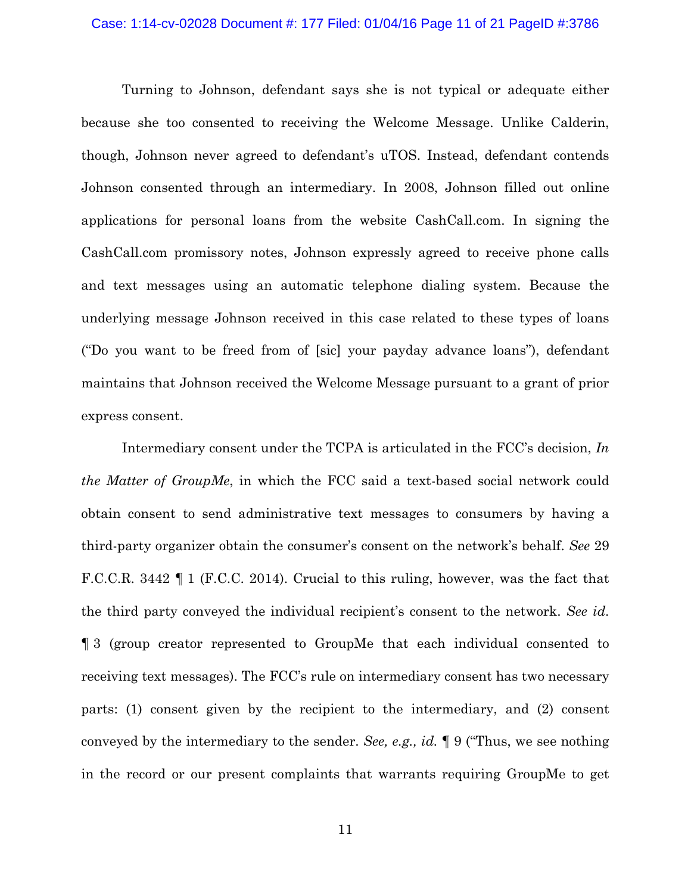Turning to Johnson, defendant says she is not typical or adequate either because she too consented to receiving the Welcome Message. Unlike Calderin, though, Johnson never agreed to defendant's uTOS. Instead, defendant contends Johnson consented through an intermediary. In 2008, Johnson filled out online applications for personal loans from the website CashCall.com. In signing the CashCall.com promissory notes, Johnson expressly agreed to receive phone calls and text messages using an automatic telephone dialing system. Because the underlying message Johnson received in this case related to these types of loans ("Do you want to be freed from of [sic] your payday advance loans"), defendant maintains that Johnson received the Welcome Message pursuant to a grant of prior express consent.

Intermediary consent under the TCPA is articulated in the FCC's decision, *In the Matter of GroupMe*, in which the FCC said a text-based social network could obtain consent to send administrative text messages to consumers by having a third-party organizer obtain the consumer's consent on the network's behalf. *See* 29 F.C.C.R. 3442 ¶ 1 (F.C.C. 2014). Crucial to this ruling, however, was the fact that the third party conveyed the individual recipient's consent to the network. *See id.* ¶ 3 (group creator represented to GroupMe that each individual consented to receiving text messages). The FCC's rule on intermediary consent has two necessary parts: (1) consent given by the recipient to the intermediary, and (2) consent conveyed by the intermediary to the sender. *See, e.g., id.* ¶ 9 ("Thus, we see nothing in the record or our present complaints that warrants requiring GroupMe to get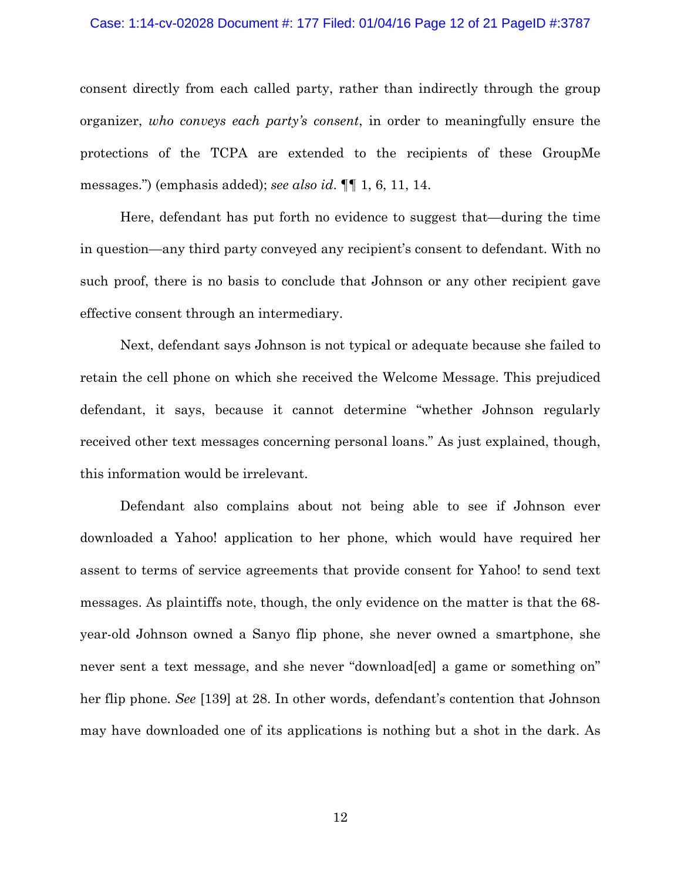consent directly from each called party, rather than indirectly through the group organizer, *who conveys each party's consent*, in order to meaningfully ensure the protections of the TCPA are extended to the recipients of these GroupMe messages.") (emphasis added); *see also id*. ¶¶ 1, 6, 11, 14.

Here, defendant has put forth no evidence to suggest that—during the time in question—any third party conveyed any recipient's consent to defendant. With no such proof, there is no basis to conclude that Johnson or any other recipient gave effective consent through an intermediary.

Next, defendant says Johnson is not typical or adequate because she failed to retain the cell phone on which she received the Welcome Message. This prejudiced defendant, it says, because it cannot determine "whether Johnson regularly received other text messages concerning personal loans." As just explained, though, this information would be irrelevant.

Defendant also complains about not being able to see if Johnson ever downloaded a Yahoo! application to her phone, which would have required her assent to terms of service agreements that provide consent for Yahoo! to send text messages. As plaintiffs note, though, the only evidence on the matter is that the 68-year-old Johnson owned a Sanyo flip phone, she never owned a smartphone, she never sent a text message, and she never "download[ed] a game or something on" her flip phone. *See* [139] at 28. In other words, defendant's contention that Johnson may have downloaded one of its applications is nothing but a shot in the dark. As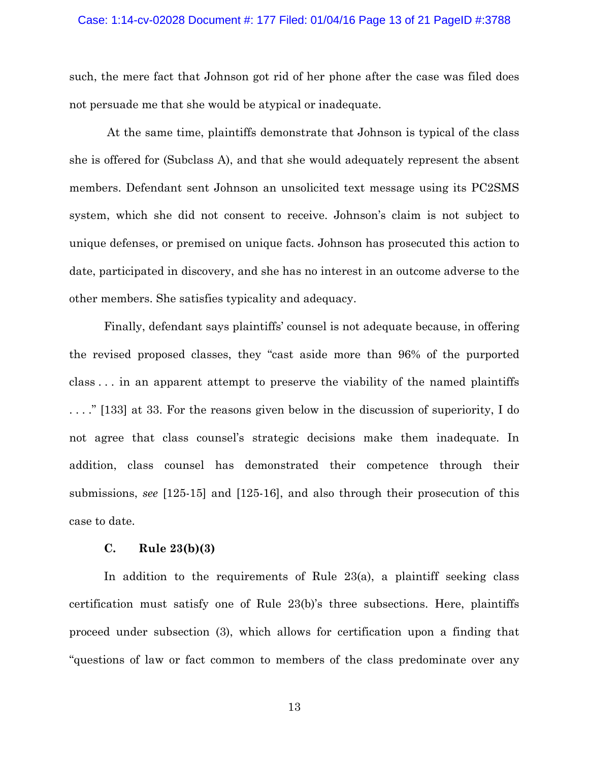such, the mere fact that Johnson got rid of her phone after the case was filed does not persuade me that she would be atypical or inadequate.

At the same time, plaintiffs demonstrate that Johnson is typical of the class she is offered for (Subclass A), and that she would adequately represent the absent members. Defendant sent Johnson an unsolicited text message using its PC2SMS system, which she did not consent to receive. Johnson's claim is not subject to unique defenses, or premised on unique facts. Johnson has prosecuted this action to date, participated in discovery, and she has no interest in an outcome adverse to the other members. She satisfies typicality and adequacy.

Finally, defendant says plaintiffs' counsel is not adequate because, in offering the revised proposed classes, they "cast aside more than 96% of the purported class . . . in an apparent attempt to preserve the viability of the named plaintiffs . . . ." [133] at 33. For the reasons given below in the discussion of superiority, I do not agree that class counsel's strategic decisions make them inadequate. In addition, class counsel has demonstrated their competence through their submissions, *see* [125-15] and [125-16], and also through their prosecution of this case to date.

### C. Rule 23(b)(3)

In addition to the requirements of Rule 23(a), a plaintiff seeking class certification must satisfy one of Rule 23(b)'s three subsections. Here, plaintiffs proceed under subsection (3), which allows for certification upon a finding that "questions of law or fact common to members of the class predominate over any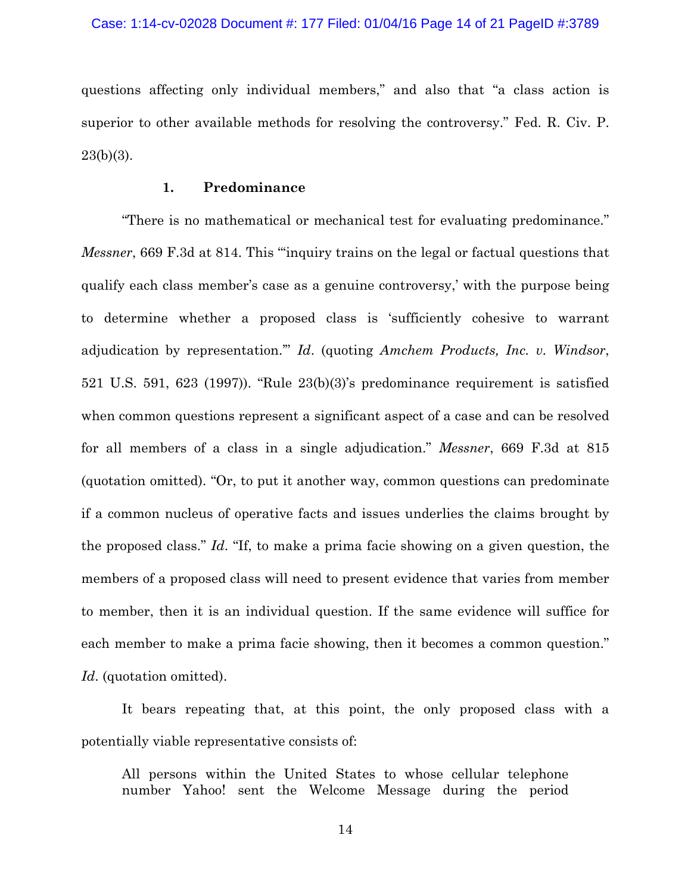questions affecting only individual members," and also that "a class action is superior to other available methods for resolving the controversy." Fed. R. Civ. P. 23(b)(3).

### 1. Predominance

"There is no mathematical or mechanical test for evaluating predominance." *Messner*, 669 F.3d at 814. This "'inquiry trains on the legal or factual questions that qualify each class member's case as a genuine controversy,' with the purpose being to determine whether a proposed class is 'sufficiently cohesive to warrant adjudication by representation.'" *Id*. (quoting *Amchem Products, Inc. v. Windsor*, 521 U.S. 591, 623 (1997)). "Rule 23(b)(3)'s predominance requirement is satisfied when common questions represent a significant aspect of a case and can be resolved for all members of a class in a single adjudication." *Messner*, 669 F.3d at 815 (quotation omitted). "Or, to put it another way, common questions can predominate if a common nucleus of operative facts and issues underlies the claims brought by the proposed class." *Id*. "If, to make a prima facie showing on a given question, the members of a proposed class will need to present evidence that varies from member to member, then it is an individual question. If the same evidence will suffice for each member to make a prima facie showing, then it becomes a common question." *Id*. (quotation omitted).

It bears repeating that, at this point, the only proposed class with a potentially viable representative consists of:

> All persons within the United States to whose cellular telephone number Yahoo! sent the Welcome Message during the period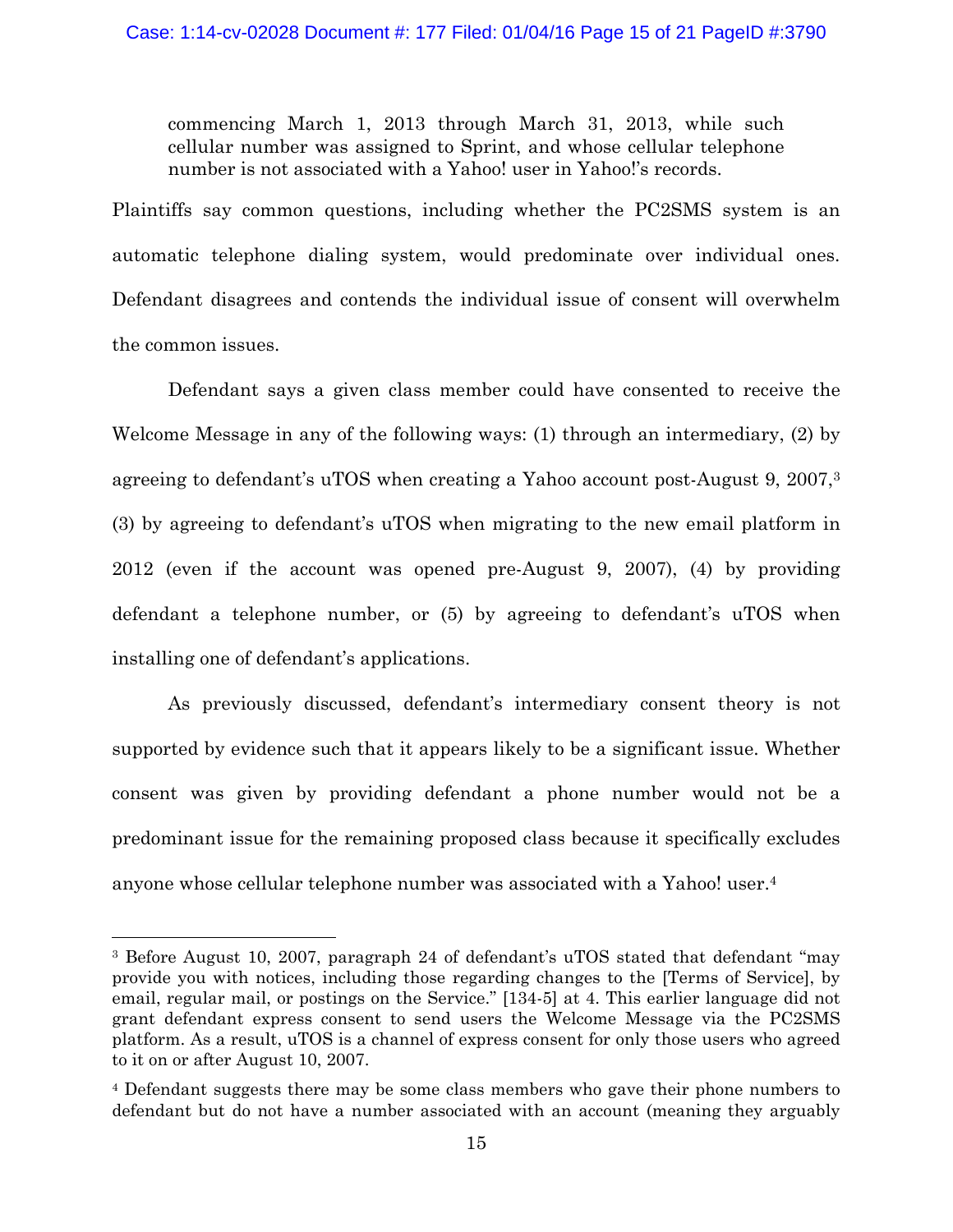> commencing March 1, 2013 through March 31, 2013, while such cellular number was assigned to Sprint, and whose cellular telephone number is not associated with a Yahoo! user in Yahoo!'s records.

Plaintiffs say common questions, including whether the PC2SMS system is an automatic telephone dialing system, would predominate over individual ones. Defendant disagrees and contends the individual issue of consent will overwhelm the common issues.

Defendant says a given class member could have consented to receive the Welcome Message in any of the following ways: (1) through an intermediary, (2) by agreeing to defendant's uTOS when creating a Yahoo account post-August 9, 2007,[3] (3) by agreeing to defendant's uTOS when migrating to the new email platform in 2012 (even if the account was opened pre-August 9, 2007), (4) by providing defendant a telephone number, or (5) by agreeing to defendant's uTOS when installing one of defendant's applications.

As previously discussed, defendant's intermediary consent theory is not supported by evidence such that it appears likely to be a significant issue. Whether consent was given by providing defendant a phone number would not be a predominant issue for the remaining proposed class because it specifically excludes anyone whose cellular telephone number was associated with a Yahoo! user.[4]

---

[3] Before August 10, 2007, paragraph 24 of defendant's uTOS stated that defendant "may provide you with notices, including those regarding changes to the [Terms of Service], by email, regular mail, or postings on the Service." [134-5] at 4. This earlier language did not grant defendant express consent to send users the Welcome Message via the PC2SMS platform. As a result, uTOS is a channel of express consent for only those users who agreed to it on or after August 10, 2007.

[4] Defendant suggests there may be some class members who gave their phone numbers to defendant but do not have a number associated with an account (meaning they arguably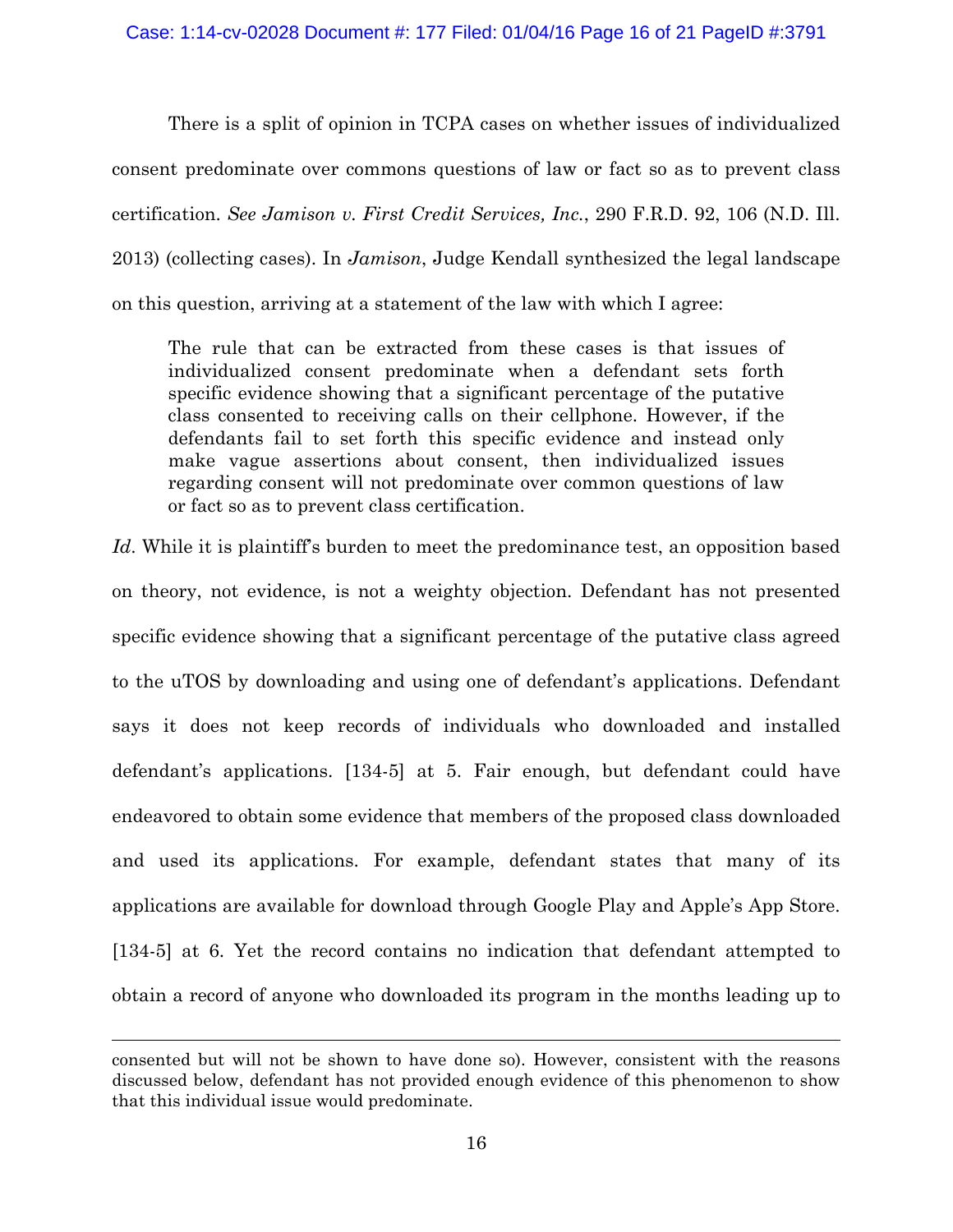There is a split of opinion in TCPA cases on whether issues of individualized consent predominate over commons questions of law or fact so as to prevent class certification. *See Jamison v. First Credit Services, Inc.*, 290 F.R.D. 92, 106 (N.D. Ill. 2013) (collecting cases). In *Jamison*, Judge Kendall synthesized the legal landscape on this question, arriving at a statement of the law with which I agree:

> The rule that can be extracted from these cases is that issues of individualized consent predominate when a defendant sets forth specific evidence showing that a significant percentage of the putative class consented to receiving calls on their cellphone. However, if the defendants fail to set forth this specific evidence and instead only make vague assertions about consent, then individualized issues regarding consent will not predominate over common questions of law or fact so as to prevent class certification.

*Id*. While it is plaintiff's burden to meet the predominance test, an opposition based on theory, not evidence, is not a weighty objection. Defendant has not presented specific evidence showing that a significant percentage of the putative class agreed to the uTOS by downloading and using one of defendant's applications. Defendant says it does not keep records of individuals who downloaded and installed defendant's applications. [134-5] at 5. Fair enough, but defendant could have endeavored to obtain some evidence that members of the proposed class downloaded and used its applications. For example, defendant states that many of its applications are available for download through Google Play and Apple's App Store. [134-5] at 6. Yet the record contains no indication that defendant attempted to obtain a record of anyone who downloaded its program in the months leading up to

---

consented but will not be shown to have done so). However, consistent with the reasons discussed below, defendant has not provided enough evidence of this phenomenon to show that this individual issue would predominate.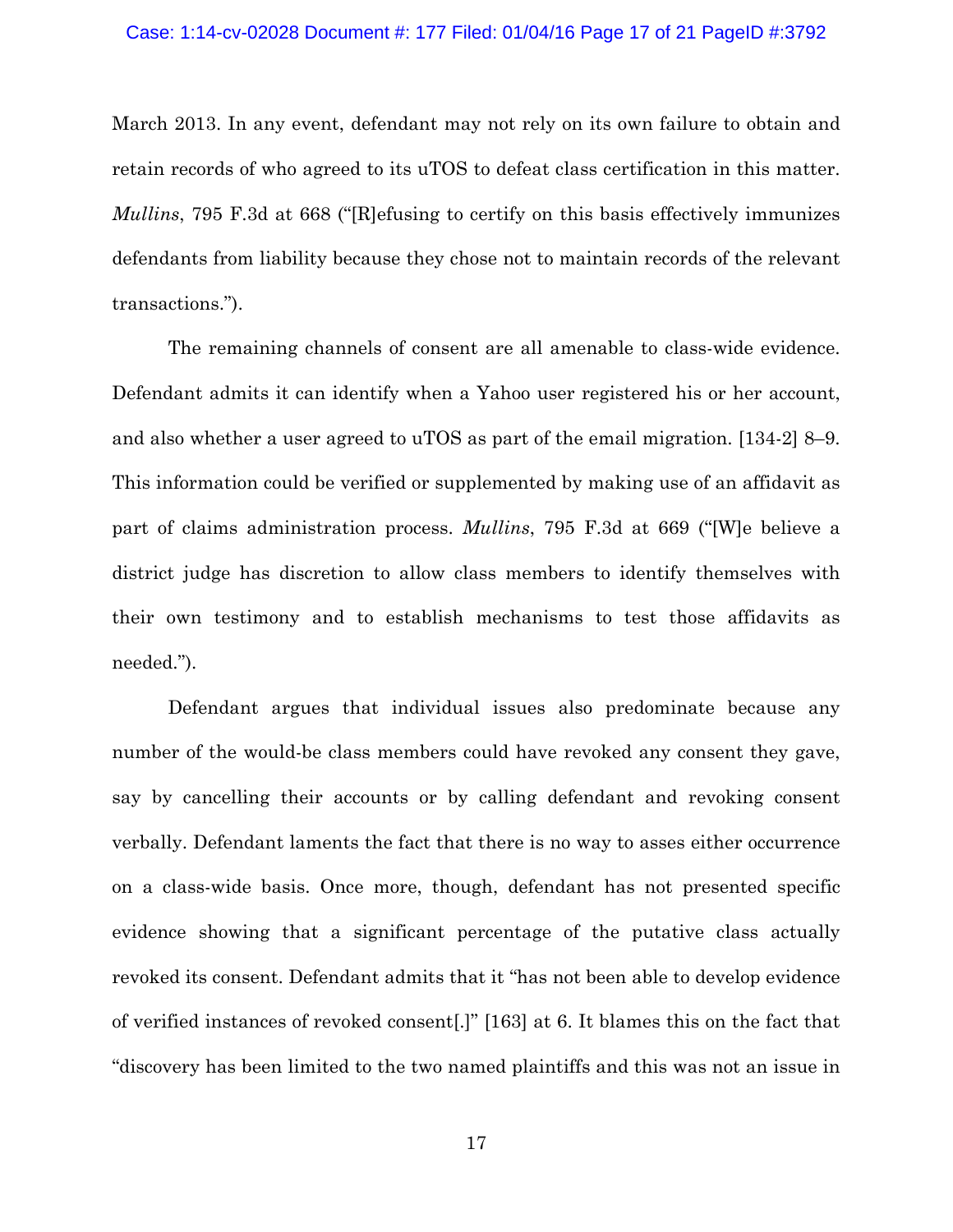March 2013. In any event, defendant may not rely on its own failure to obtain and retain records of who agreed to its uTOS to defeat class certification in this matter. *Mullins*, 795 F.3d at 668 ("[R]efusing to certify on this basis effectively immunizes defendants from liability because they chose not to maintain records of the relevant transactions.").

The remaining channels of consent are all amenable to class-wide evidence. Defendant admits it can identify when a Yahoo user registered his or her account, and also whether a user agreed to uTOS as part of the email migration. [134-2] 8–9. This information could be verified or supplemented by making use of an affidavit as part of claims administration process. *Mullins*, 795 F.3d at 669 ("[W]e believe a district judge has discretion to allow class members to identify themselves with their own testimony and to establish mechanisms to test those affidavits as needed.").

Defendant argues that individual issues also predominate because any number of the would-be class members could have revoked any consent they gave, say by cancelling their accounts or by calling defendant and revoking consent verbally. Defendant laments the fact that there is no way to asses either occurrence on a class-wide basis. Once more, though, defendant has not presented specific evidence showing that a significant percentage of the putative class actually revoked its consent. Defendant admits that it "has not been able to develop evidence of verified instances of revoked consent[.]" [163] at 6. It blames this on the fact that "discovery has been limited to the two named plaintiffs and this was not an issue in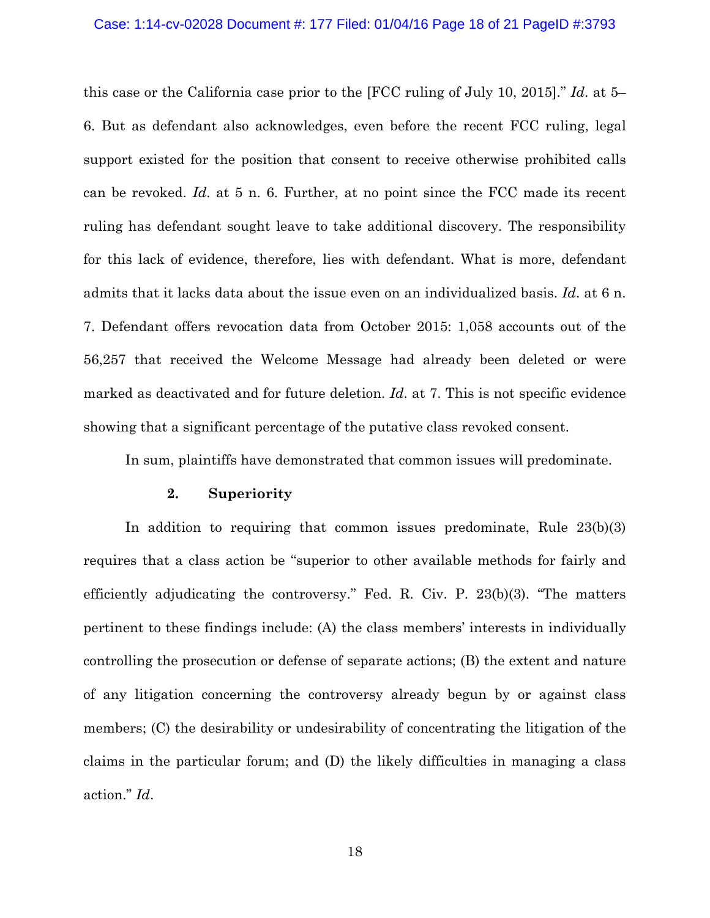this case or the California case prior to the [FCC ruling of July 10, 2015]." *Id*. at 5–6. But as defendant also acknowledges, even before the recent FCC ruling, legal support existed for the position that consent to receive otherwise prohibited calls can be revoked. *Id*. at 5 n. 6. Further, at no point since the FCC made its recent ruling has defendant sought leave to take additional discovery. The responsibility for this lack of evidence, therefore, lies with defendant. What is more, defendant admits that it lacks data about the issue even on an individualized basis. *Id*. at 6 n. 7. Defendant offers revocation data from October 2015: 1,058 accounts out of the 56,257 that received the Welcome Message had already been deleted or were marked as deactivated and for future deletion. *Id*. at 7. This is not specific evidence showing that a significant percentage of the putative class revoked consent.

In sum, plaintiffs have demonstrated that common issues will predominate.

### 2. Superiority

In addition to requiring that common issues predominate, Rule 23(b)(3) requires that a class action be "superior to other available methods for fairly and efficiently adjudicating the controversy." Fed. R. Civ. P. 23(b)(3). "The matters pertinent to these findings include: (A) the class members' interests in individually controlling the prosecution or defense of separate actions; (B) the extent and nature of any litigation concerning the controversy already begun by or against class members; (C) the desirability or undesirability of concentrating the litigation of the claims in the particular forum; and (D) the likely difficulties in managing a class action." *Id*.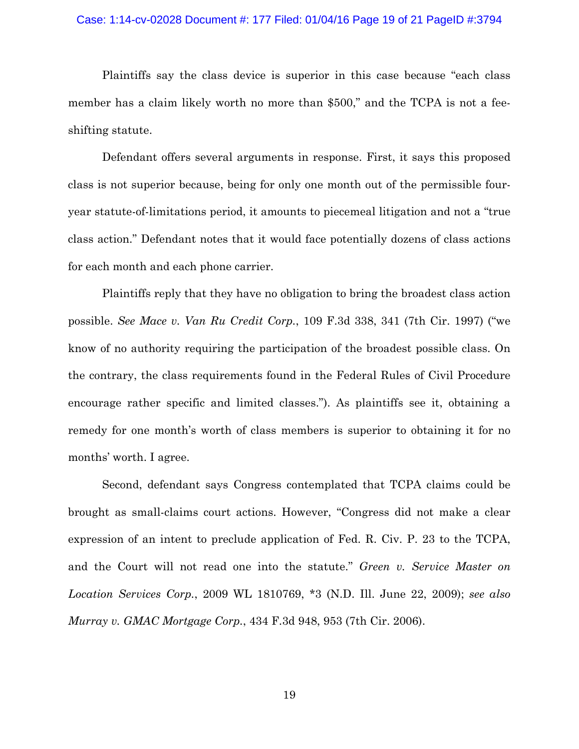Plaintiffs say the class device is superior in this case because "each class member has a claim likely worth no more than $500," and the TCPA is not a fee-shifting statute.

Defendant offers several arguments in response. First, it says this proposed class is not superior because, being for only one month out of the permissible four-year statute-of-limitations period, it amounts to piecemeal litigation and not a "true class action." Defendant notes that it would face potentially dozens of class actions for each month and each phone carrier.

Plaintiffs reply that they have no obligation to bring the broadest class action possible. *See Mace v. Van Ru Credit Corp.*, 109 F.3d 338, 341 (7th Cir. 1997) ("we know of no authority requiring the participation of the broadest possible class. On the contrary, the class requirements found in the Federal Rules of Civil Procedure encourage rather specific and limited classes."). As plaintiffs see it, obtaining a remedy for one month's worth of class members is superior to obtaining it for no months' worth. I agree.

Second, defendant says Congress contemplated that TCPA claims could be brought as small-claims court actions. However, "Congress did not make a clear expression of an intent to preclude application of Fed. R. Civ. P. 23 to the TCPA, and the Court will not read one into the statute." *Green v. Service Master on Location Services Corp.*, 2009 WL 1810769, *3 (N.D. Ill. June 22, 2009); *see also Murray v. GMAC Mortgage Corp.*, 434 F.3d 948, 953 (7th Cir. 2006).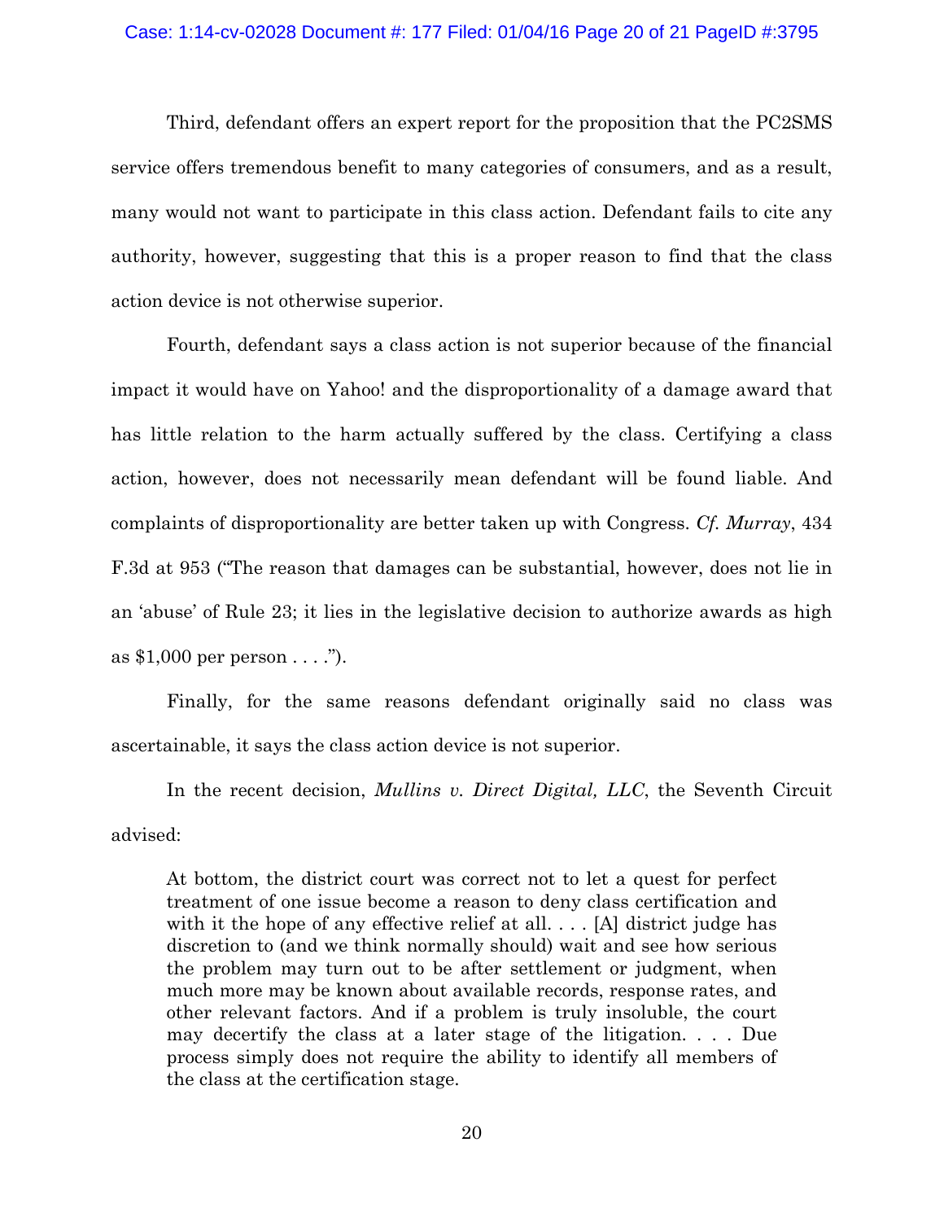Third, defendant offers an expert report for the proposition that the PC2SMS service offers tremendous benefit to many categories of consumers, and as a result, many would not want to participate in this class action. Defendant fails to cite any authority, however, suggesting that this is a proper reason to find that the class action device is not otherwise superior.

Fourth, defendant says a class action is not superior because of the financial impact it would have on Yahoo! and the disproportionality of a damage award that has little relation to the harm actually suffered by the class. Certifying a class action, however, does not necessarily mean defendant will be found liable. And complaints of disproportionality are better taken up with Congress. *Cf. Murray*, 434 F.3d at 953 ("The reason that damages can be substantial, however, does not lie in an 'abuse' of Rule 23; it lies in the legislative decision to authorize awards as high as $1,000 per person . . . .").

Finally, for the same reasons defendant originally said no class was ascertainable, it says the class action device is not superior.

In the recent decision, *Mullins v. Direct Digital, LLC*, the Seventh Circuit advised:

> At bottom, the district court was correct not to let a quest for perfect treatment of one issue become a reason to deny class certification and with it the hope of any effective relief at all. . . . [A] district judge has discretion to (and we think normally should) wait and see how serious the problem may turn out to be after settlement or judgment, when much more may be known about available records, response rates, and other relevant factors. And if a problem is truly insoluble, the court may decertify the class at a later stage of the litigation. . . . Due process simply does not require the ability to identify all members of the class at the certification stage.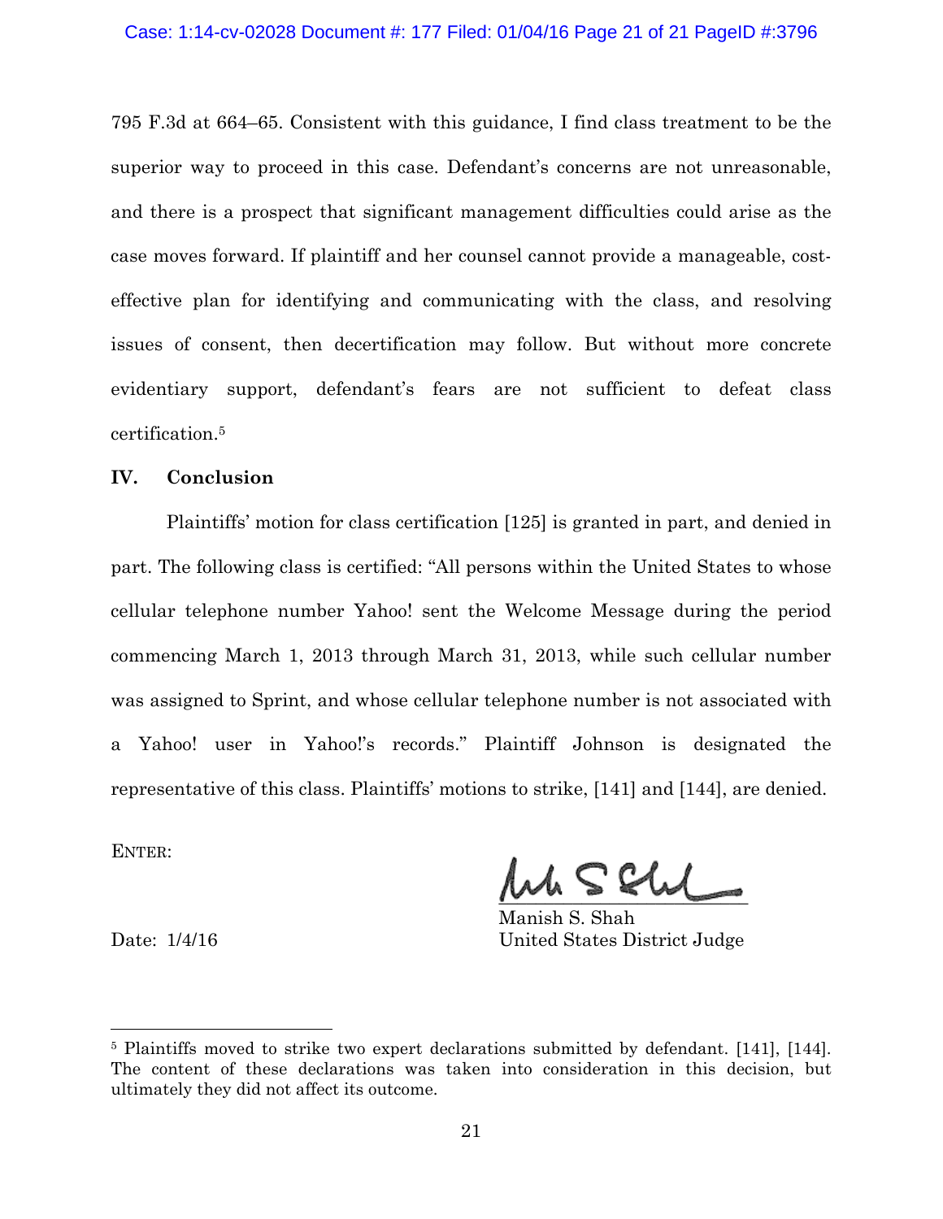795 F.3d at 664–65. Consistent with this guidance, I find class treatment to be the superior way to proceed in this case. Defendant's concerns are not unreasonable, and there is a prospect that significant management difficulties could arise as the case moves forward. If plaintiff and her counsel cannot provide a manageable, cost-effective plan for identifying and communicating with the class, and resolving issues of consent, then decertification may follow. But without more concrete evidentiary support, defendant's fears are not sufficient to defeat class certification.[5]

## IV. Conclusion

Plaintiffs' motion for class certification [125] is granted in part, and denied in part. The following class is certified: "All persons within the United States to whose cellular telephone number Yahoo! sent the Welcome Message during the period commencing March 1, 2013 through March 31, 2013, while such cellular number was assigned to Sprint, and whose cellular telephone number is not associated with a Yahoo! user in Yahoo!'s records." Plaintiff Johnson is designated the representative of this class. Plaintiffs' motions to strike, [141] and [144], are denied.

ENTER:

Manish S. Shah
United States District Judge

Date: 1/4/16

---

[5] Plaintiffs moved to strike two expert declarations submitted by defendant. [141], [144]. The content of these declarations was taken into consideration in this decision, but ultimately they did not affect its outcome.